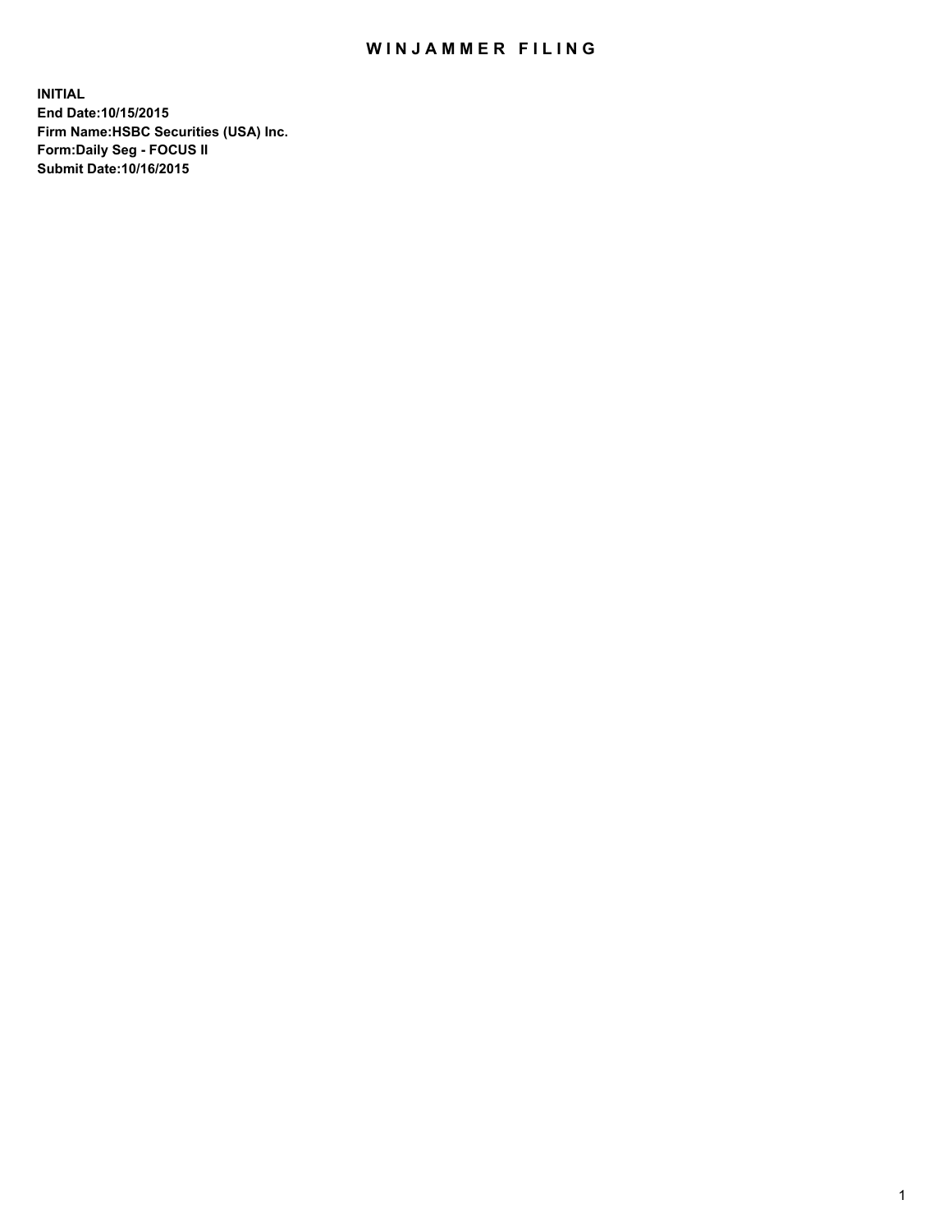# WINJAMMER FILING

**INITIAL**
**End Date:10/15/2015**
**Firm Name:HSBC Securities (USA) Inc.**
**Form:Daily Seg - FOCUS II**
**Submit Date:10/16/2015**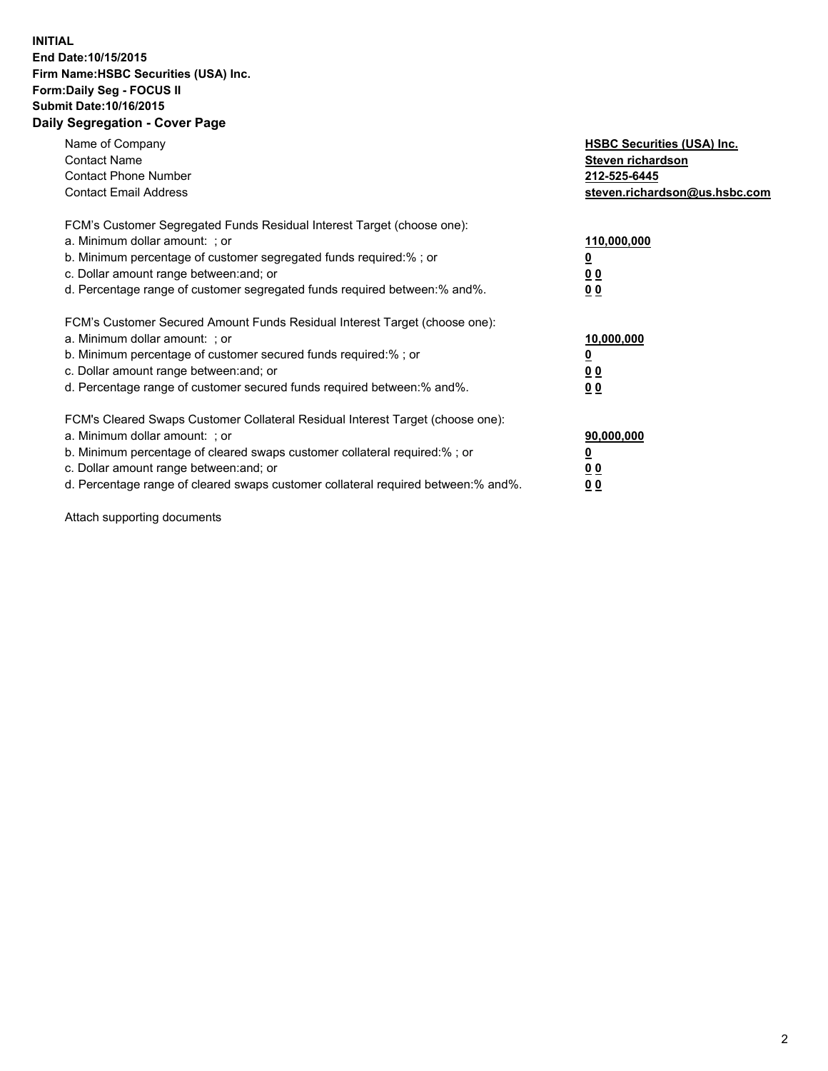**INITIAL**
**End Date:10/15/2015**
**Firm Name:HSBC Securities (USA) Inc.**
**Form:Daily Seg - FOCUS II**
**Submit Date:10/16/2015**

## Daily Segregation - Cover Page

| | |
|---|---|
| Name of Company | **HSBC Securities (USA) Inc.** |
| Contact Name | **Steven richardson** |
| Contact Phone Number | **212-525-6445** |
| Contact Email Address | **steven.richardson@us.hsbc.com** |

| | |
|---|---|
| FCM's Customer Segregated Funds Residual Interest Target (choose one): | |
| a. Minimum dollar amount: ; or | **110,000,000** |
| b. Minimum percentage of customer segregated funds required:% ; or | **0** |
| c. Dollar amount range between:and; or | **0 0** |
| d. Percentage range of customer segregated funds required between:% and%. | **0 0** |
| FCM's Customer Secured Amount Funds Residual Interest Target (choose one): | |
| a. Minimum dollar amount: ; or | **10,000,000** |
| b. Minimum percentage of customer secured funds required:% ; or | **0** |
| c. Dollar amount range between:and; or | **0 0** |
| d. Percentage range of customer secured funds required between:% and%. | **0 0** |
| FCM's Cleared Swaps Customer Collateral Residual Interest Target (choose one): | |
| a. Minimum dollar amount: ; or | **90,000,000** |
| b. Minimum percentage of cleared swaps customer collateral required:% ; or | **0** |
| c. Dollar amount range between:and; or | **0 0** |
| d. Percentage range of cleared swaps customer collateral required between:% and%. | **0 0** |

Attach supporting documents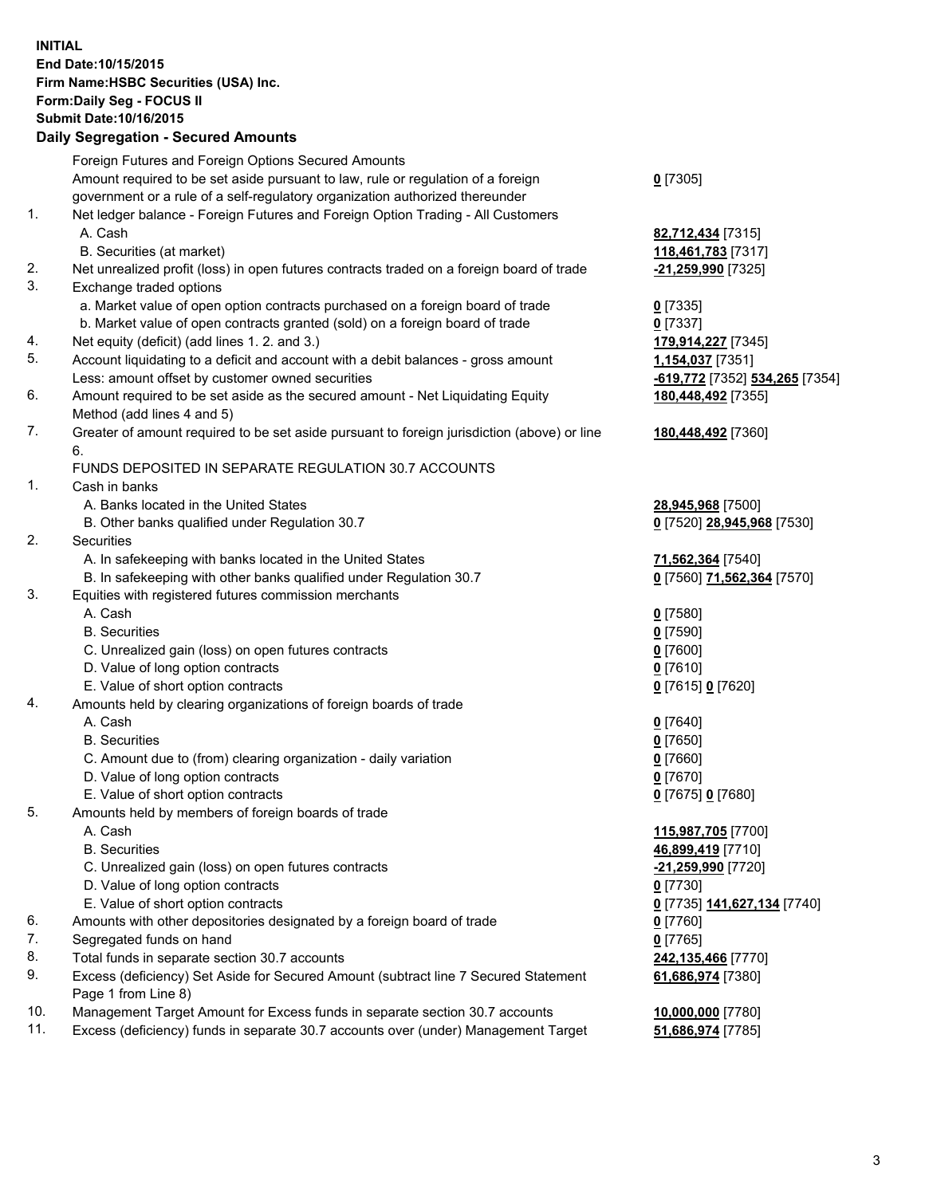**INITIAL**
**End Date:10/15/2015**
**Firm Name:HSBC Securities (USA) Inc.**
**Form:Daily Seg - FOCUS II**
**Submit Date:10/16/2015**

## Daily Segregation - Secured Amounts

| | | |
|---|---|---|
| | Foreign Futures and Foreign Options Secured Amounts | |
| | Amount required to be set aside pursuant to law, rule or regulation of a foreign government or a rule of a self-regulatory organization authorized thereunder | **0** [7305] |
| 1. | Net ledger balance - Foreign Futures and Foreign Option Trading - All Customers | |
| | A. Cash | **82,712,434** [7315] |
| | B. Securities (at market) | **118,461,783** [7317] |
| 2. | Net unrealized profit (loss) in open futures contracts traded on a foreign board of trade | **-21,259,990** [7325] |
| 3. | Exchange traded options | |
| | a. Market value of open option contracts purchased on a foreign board of trade | **0** [7335] |
| | b. Market value of open contracts granted (sold) on a foreign board of trade | **0** [7337] |
| 4. | Net equity (deficit) (add lines 1. 2. and 3.) | **179,914,227** [7345] |
| 5. | Account liquidating to a deficit and account with a debit balances - gross amount | **1,154,037** [7351] |
| | Less: amount offset by customer owned securities | **-619,772** [7352] **534,265** [7354] |
| 6. | Amount required to be set aside as the secured amount - Net Liquidating Equity Method (add lines 4 and 5) | **180,448,492** [7355] |
| 7. | Greater of amount required to be set aside pursuant to foreign jurisdiction (above) or line 6. | **180,448,492** [7360] |
| | FUNDS DEPOSITED IN SEPARATE REGULATION 30.7 ACCOUNTS | |
| 1. | Cash in banks | |
| | A. Banks located in the United States | **28,945,968** [7500] |
| | B. Other banks qualified under Regulation 30.7 | **0** [7520] **28,945,968** [7530] |
| 2. | Securities | |
| | A. In safekeeping with banks located in the United States | **71,562,364** [7540] |
| | B. In safekeeping with other banks qualified under Regulation 30.7 | **0** [7560] **71,562,364** [7570] |
| 3. | Equities with registered futures commission merchants | |
| | A. Cash | **0** [7580] |
| | B. Securities | **0** [7590] |
| | C. Unrealized gain (loss) on open futures contracts | **0** [7600] |
| | D. Value of long option contracts | **0** [7610] |
| | E. Value of short option contracts | **0** [7615] **0** [7620] |
| 4. | Amounts held by clearing organizations of foreign boards of trade | |
| | A. Cash | **0** [7640] |
| | B. Securities | **0** [7650] |
| | C. Amount due to (from) clearing organization - daily variation | **0** [7660] |
| | D. Value of long option contracts | **0** [7670] |
| | E. Value of short option contracts | **0** [7675] **0** [7680] |
| 5. | Amounts held by members of foreign boards of trade | |
| | A. Cash | **115,987,705** [7700] |
| | B. Securities | **46,899,419** [7710] |
| | C. Unrealized gain (loss) on open futures contracts | **-21,259,990** [7720] |
| | D. Value of long option contracts | **0** [7730] |
| | E. Value of short option contracts | **0** [7735] **141,627,134** [7740] |
| 6. | Amounts with other depositories designated by a foreign board of trade | **0** [7760] |
| 7. | Segregated funds on hand | **0** [7765] |
| 8. | Total funds in separate section 30.7 accounts | **242,135,466** [7770] |
| 9. | Excess (deficiency) Set Aside for Secured Amount (subtract line 7 Secured Statement Page 1 from Line 8) | **61,686,974** [7380] |
| 10. | Management Target Amount for Excess funds in separate section 30.7 accounts | **10,000,000** [7780] |
| 11. | Excess (deficiency) funds in separate 30.7 accounts over (under) Management Target | **51,686,974** [7785] |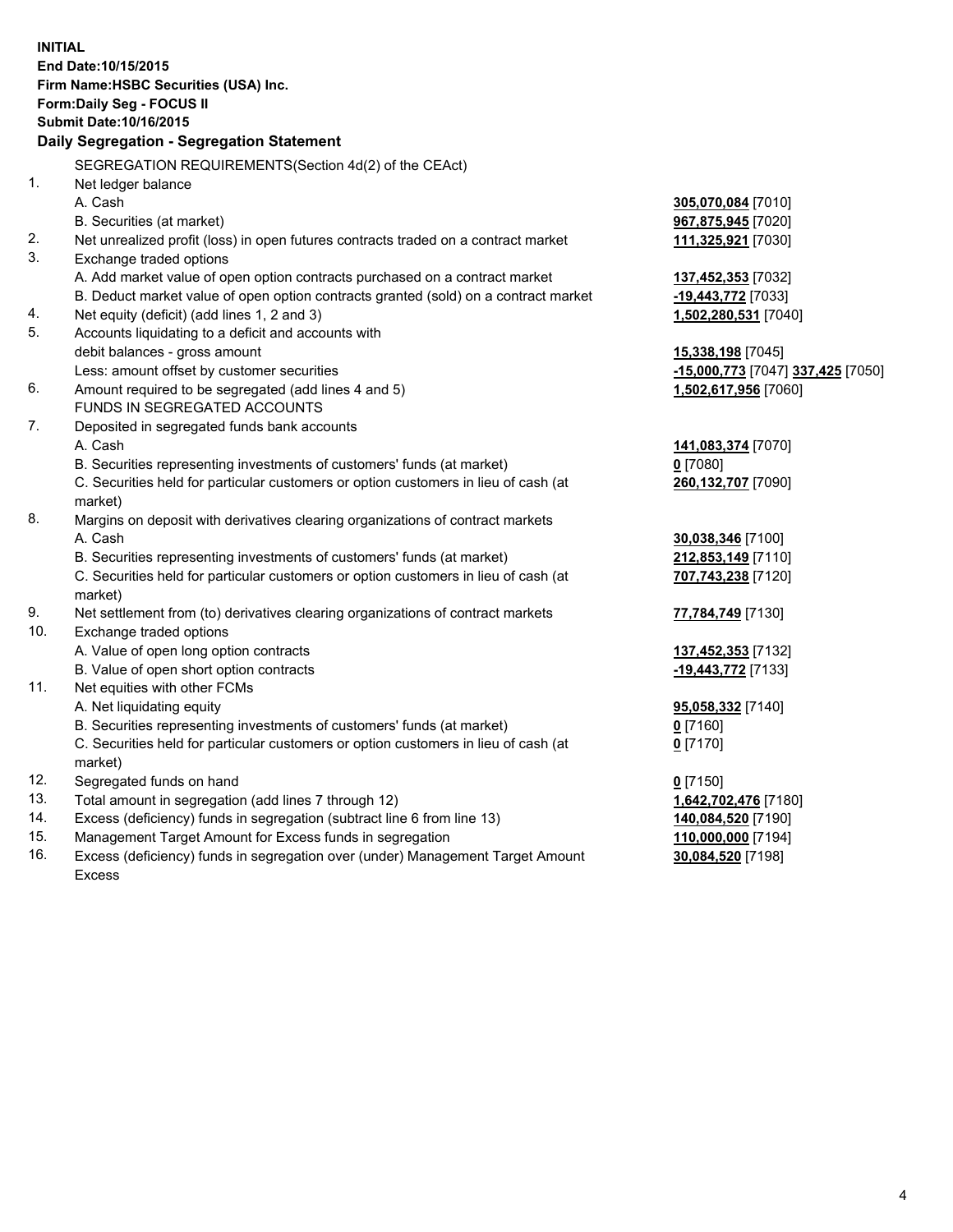**INITIAL**
**End Date:10/15/2015**
**Firm Name:HSBC Securities (USA) Inc.**
**Form:Daily Seg - FOCUS II**
**Submit Date:10/16/2015**

## Daily Segregation - Segregation Statement

| | | |
|---|---|---|
| | SEGREGATION REQUIREMENTS(Section 4d(2) of the CEAct) | |
| 1. | Net ledger balance | |
| | A. Cash | **305,070,084** [7010] |
| | B. Securities (at market) | **967,875,945** [7020] |
| 2. | Net unrealized profit (loss) in open futures contracts traded on a contract market | **111,325,921** [7030] |
| 3. | Exchange traded options | |
| | A. Add market value of open option contracts purchased on a contract market | **137,452,353** [7032] |
| | B. Deduct market value of open option contracts granted (sold) on a contract market | **-19,443,772** [7033] |
| 4. | Net equity (deficit) (add lines 1, 2 and 3) | **1,502,280,531** [7040] |
| 5. | Accounts liquidating to a deficit and accounts with debit balances - gross amount | **15,338,198** [7045] |
| | Less: amount offset by customer securities | **-15,000,773** [7047] **337,425** [7050] |
| 6. | Amount required to be segregated (add lines 4 and 5) | **1,502,617,956** [7060] |
| | FUNDS IN SEGREGATED ACCOUNTS | |
| 7. | Deposited in segregated funds bank accounts | |
| | A. Cash | **141,083,374** [7070] |
| | B. Securities representing investments of customers' funds (at market) | **0** [7080] |
| | C. Securities held for particular customers or option customers in lieu of cash (at market) | **260,132,707** [7090] |
| 8. | Margins on deposit with derivatives clearing organizations of contract markets | |
| | A. Cash | **30,038,346** [7100] |
| | B. Securities representing investments of customers' funds (at market) | **212,853,149** [7110] |
| | C. Securities held for particular customers or option customers in lieu of cash (at market) | **707,743,238** [7120] |
| 9. | Net settlement from (to) derivatives clearing organizations of contract markets | **77,784,749** [7130] |
| 10. | Exchange traded options | |
| | A. Value of open long option contracts | **137,452,353** [7132] |
| | B. Value of open short option contracts | **-19,443,772** [7133] |
| 11. | Net equities with other FCMs | |
| | A. Net liquidating equity | **95,058,332** [7140] |
| | B. Securities representing investments of customers' funds (at market) | **0** [7160] |
| | C. Securities held for particular customers or option customers in lieu of cash (at market) | **0** [7170] |
| 12. | Segregated funds on hand | **0** [7150] |
| 13. | Total amount in segregation (add lines 7 through 12) | **1,642,702,476** [7180] |
| 14. | Excess (deficiency) funds in segregation (subtract line 6 from line 13) | **140,084,520** [7190] |
| 15. | Management Target Amount for Excess funds in segregation | **110,000,000** [7194] |
| 16. | Excess (deficiency) funds in segregation over (under) Management Target Amount Excess | **30,084,520** [7198] |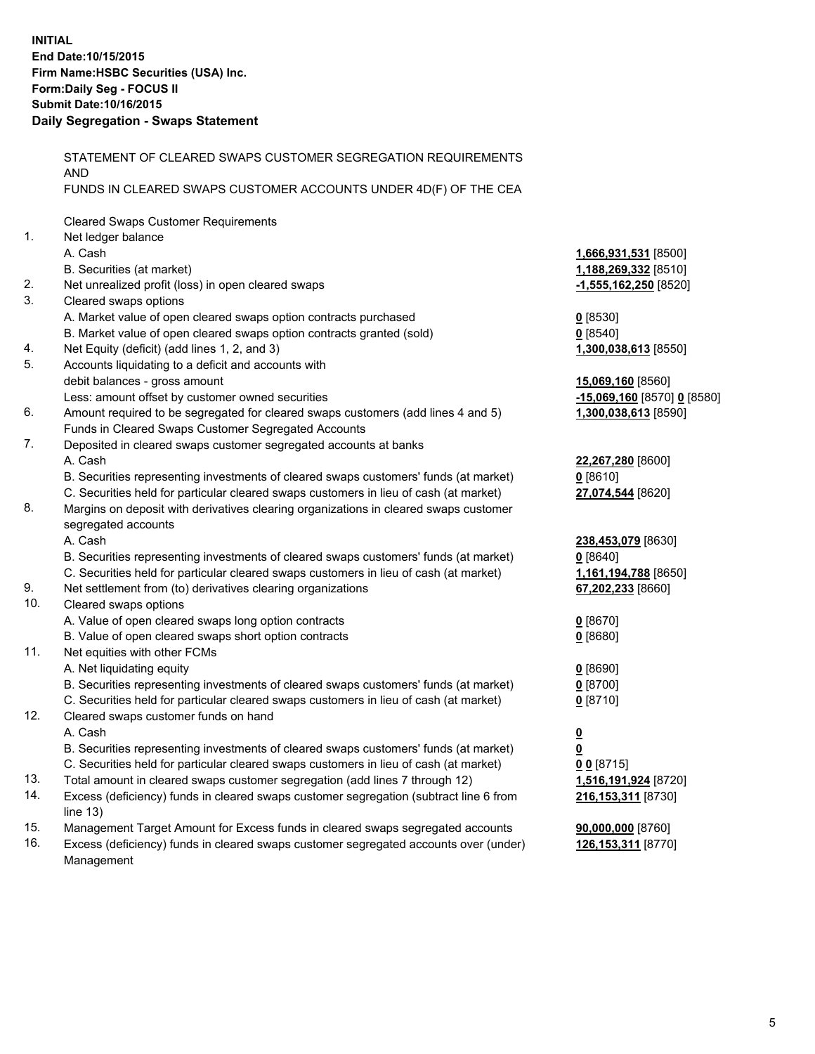**INITIAL**
**End Date:10/15/2015**
**Firm Name:HSBC Securities (USA) Inc.**
**Form:Daily Seg - FOCUS II**
**Submit Date:10/16/2015**
**Daily Segregation - Swaps Statement**

STATEMENT OF CLEARED SWAPS CUSTOMER SEGREGATION REQUIREMENTS AND FUNDS IN CLEARED SWAPS CUSTOMER ACCOUNTS UNDER 4D(F) OF THE CEA

| | | |
|---|---|---|
| | Cleared Swaps Customer Requirements | |
| 1. | Net ledger balance | |
| | A. Cash | 1,666,931,531 [8500] |
| | B. Securities (at market) | 1,188,269,332 [8510] |
| 2. | Net unrealized profit (loss) in open cleared swaps | -1,555,162,250 [8520] |
| 3. | Cleared swaps options | |
| | A. Market value of open cleared swaps option contracts purchased | 0 [8530] |
| | B. Market value of open cleared swaps option contracts granted (sold) | 0 [8540] |
| 4. | Net Equity (deficit) (add lines 1, 2, and 3) | 1,300,038,613 [8550] |
| 5. | Accounts liquidating to a deficit and accounts with debit balances - gross amount | 15,069,160 [8560] |
| | Less: amount offset by customer owned securities | -15,069,160 [8570] 0 [8580] |
| 6. | Amount required to be segregated for cleared swaps customers (add lines 4 and 5) | 1,300,038,613 [8590] |
| | Funds in Cleared Swaps Customer Segregated Accounts | |
| 7. | Deposited in cleared swaps customer segregated accounts at banks | |
| | A. Cash | 22,267,280 [8600] |
| | B. Securities representing investments of cleared swaps customers' funds (at market) | 0 [8610] |
| | C. Securities held for particular cleared swaps customers in lieu of cash (at market) | 27,074,544 [8620] |
| 8. | Margins on deposit with derivatives clearing organizations in cleared swaps customer segregated accounts | |
| | A. Cash | 238,453,079 [8630] |
| | B. Securities representing investments of cleared swaps customers' funds (at market) | 0 [8640] |
| | C. Securities held for particular cleared swaps customers in lieu of cash (at market) | 1,161,194,788 [8650] |
| 9. | Net settlement from (to) derivatives clearing organizations | 67,202,233 [8660] |
| 10. | Cleared swaps options | |
| | A. Value of open cleared swaps long option contracts | 0 [8670] |
| | B. Value of open cleared swaps short option contracts | 0 [8680] |
| 11. | Net equities with other FCMs | |
| | A. Net liquidating equity | 0 [8690] |
| | B. Securities representing investments of cleared swaps customers' funds (at market) | 0 [8700] |
| | C. Securities held for particular cleared swaps customers in lieu of cash (at market) | 0 [8710] |
| 12. | Cleared swaps customer funds on hand | |
| | A. Cash | 0 |
| | B. Securities representing investments of cleared swaps customers' funds (at market) | 0 |
| | C. Securities held for particular cleared swaps customers in lieu of cash (at market) | 0 0 [8715] |
| 13. | Total amount in cleared swaps customer segregation (add lines 7 through 12) | 1,516,191,924 [8720] |
| 14. | Excess (deficiency) funds in cleared swaps customer segregation (subtract line 6 from line 13) | 216,153,311 [8730] |
| 15. | Management Target Amount for Excess funds in cleared swaps segregated accounts | 90,000,000 [8760] |
| 16. | Excess (deficiency) funds in cleared swaps customer segregated accounts over (under) Management | 126,153,311 [8770] |